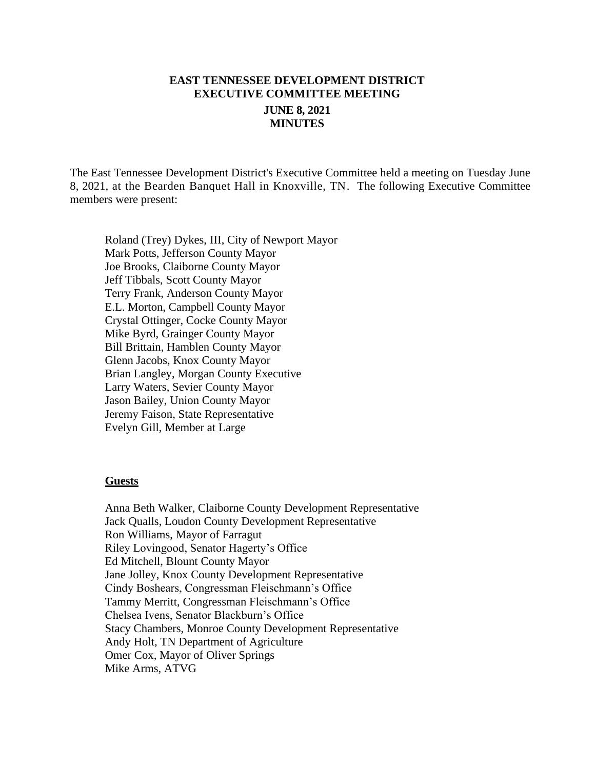# EAST TENNESSEE DEVELOPMENT DISTRICT
# EXECUTIVE COMMITTEE MEETING
## JUNE 8, 2021
## MINUTES

The East Tennessee Development District's Executive Committee held a meeting on Tuesday June 8, 2021, at the Bearden Banquet Hall in Knoxville, TN. The following Executive Committee members were present:

Roland (Trey) Dykes, III, City of Newport Mayor
Mark Potts, Jefferson County Mayor
Joe Brooks, Claiborne County Mayor
Jeff Tibbals, Scott County Mayor
Terry Frank, Anderson County Mayor
E.L. Morton, Campbell County Mayor
Crystal Ottinger, Cocke County Mayor
Mike Byrd, Grainger County Mayor
Bill Brittain, Hamblen County Mayor
Glenn Jacobs, Knox County Mayor
Brian Langley, Morgan County Executive
Larry Waters, Sevier County Mayor
Jason Bailey, Union County Mayor
Jeremy Faison, State Representative
Evelyn Gill, Member at Large

**Guests**

Anna Beth Walker, Claiborne County Development Representative
Jack Qualls, Loudon County Development Representative
Ron Williams, Mayor of Farragut
Riley Lovingood, Senator Hagerty's Office
Ed Mitchell, Blount County Mayor
Jane Jolley, Knox County Development Representative
Cindy Boshears, Congressman Fleischmann's Office
Tammy Merritt, Congressman Fleischmann's Office
Chelsea Ivens, Senator Blackburn's Office
Stacy Chambers, Monroe County Development Representative
Andy Holt, TN Department of Agriculture
Omer Cox, Mayor of Oliver Springs
Mike Arms, ATVG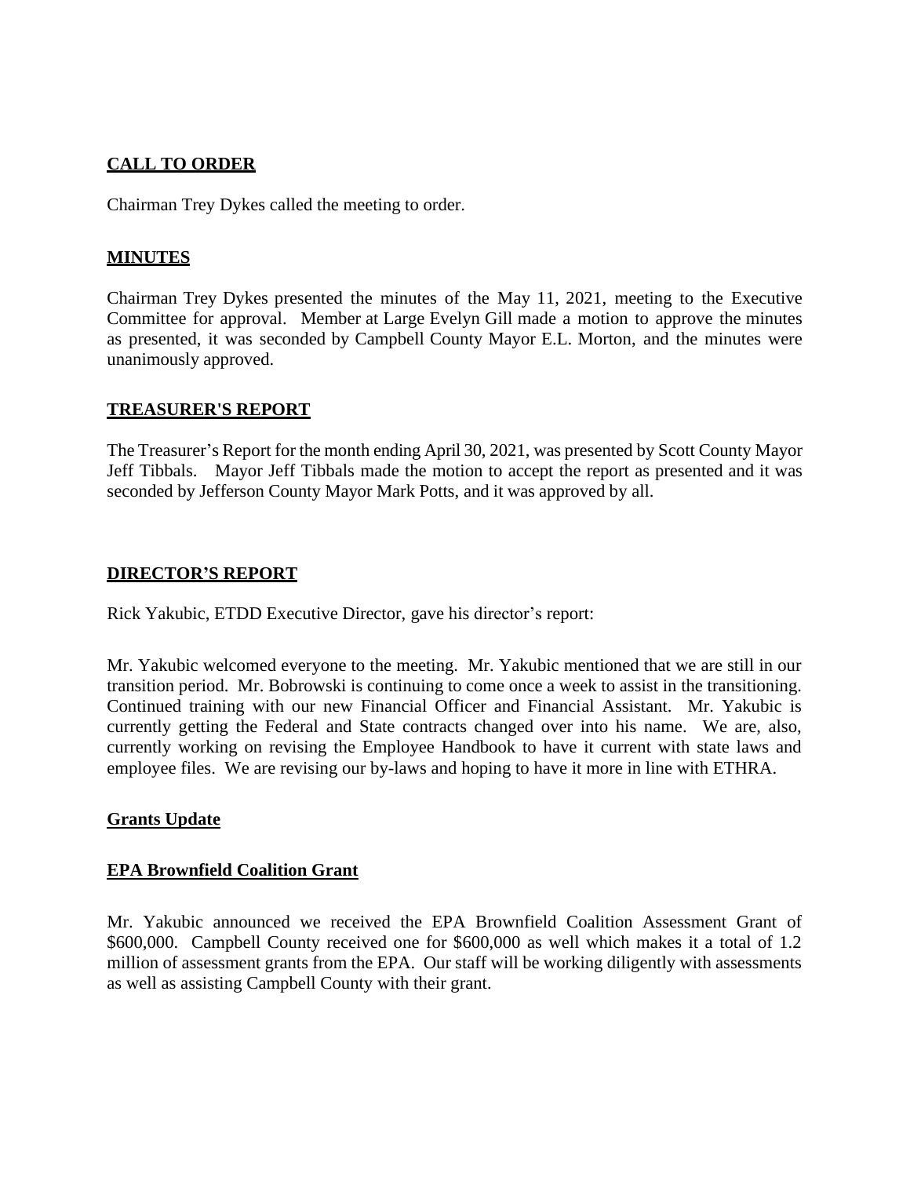## CALL TO ORDER

Chairman Trey Dykes called the meeting to order.

## MINUTES

Chairman Trey Dykes presented the minutes of the May 11, 2021, meeting to the Executive Committee for approval. Member at Large Evelyn Gill made a motion to approve the minutes as presented, it was seconded by Campbell County Mayor E.L. Morton, and the minutes were unanimously approved.

## TREASURER'S REPORT

The Treasurer's Report for the month ending April 30, 2021, was presented by Scott County Mayor Jeff Tibbals. Mayor Jeff Tibbals made the motion to accept the report as presented and it was seconded by Jefferson County Mayor Mark Potts, and it was approved by all.

## DIRECTOR'S REPORT

Rick Yakubic, ETDD Executive Director, gave his director's report:

Mr. Yakubic welcomed everyone to the meeting. Mr. Yakubic mentioned that we are still in our transition period. Mr. Bobrowski is continuing to come once a week to assist in the transitioning. Continued training with our new Financial Officer and Financial Assistant. Mr. Yakubic is currently getting the Federal and State contracts changed over into his name. We are, also, currently working on revising the Employee Handbook to have it current with state laws and employee files. We are revising our by-laws and hoping to have it more in line with ETHRA.

### Grants Update

### EPA Brownfield Coalition Grant

Mr. Yakubic announced we received the EPA Brownfield Coalition Assessment Grant of $600,000. Campbell County received one for $600,000 as well which makes it a total of 1.2 million of assessment grants from the EPA. Our staff will be working diligently with assessments as well as assisting Campbell County with their grant.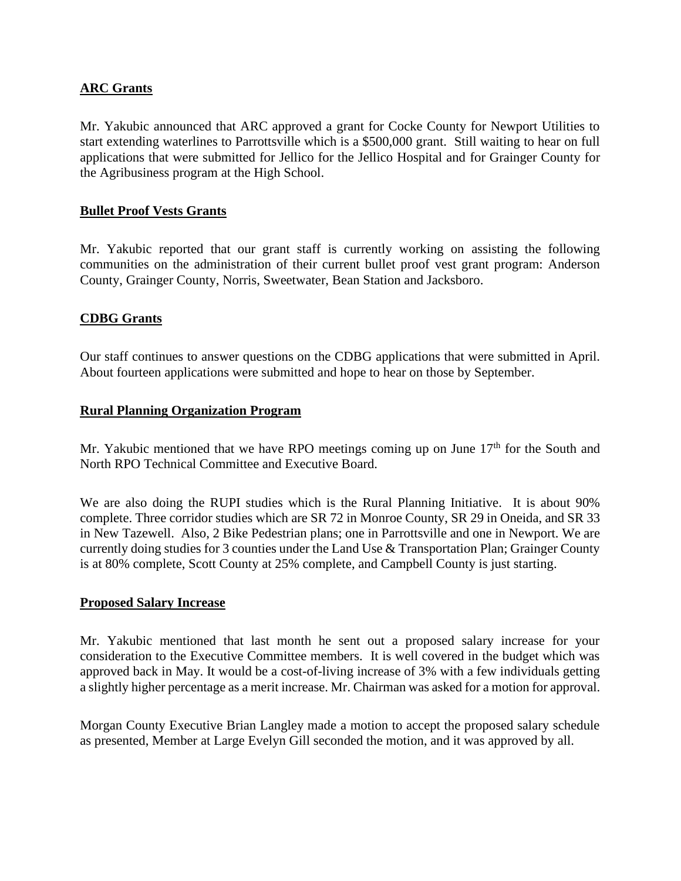**ARC Grants**

Mr. Yakubic announced that ARC approved a grant for Cocke County for Newport Utilities to start extending waterlines to Parrottsville which is a $500,000 grant. Still waiting to hear on full applications that were submitted for Jellico for the Jellico Hospital and for Grainger County for the Agribusiness program at the High School.

**Bullet Proof Vests Grants**

Mr. Yakubic reported that our grant staff is currently working on assisting the following communities on the administration of their current bullet proof vest grant program: Anderson County, Grainger County, Norris, Sweetwater, Bean Station and Jacksboro.

**CDBG Grants**

Our staff continues to answer questions on the CDBG applications that were submitted in April. About fourteen applications were submitted and hope to hear on those by September.

**Rural Planning Organization Program**

Mr. Yakubic mentioned that we have RPO meetings coming up on June 17th for the South and North RPO Technical Committee and Executive Board.

We are also doing the RUPI studies which is the Rural Planning Initiative. It is about 90% complete. Three corridor studies which are SR 72 in Monroe County, SR 29 in Oneida, and SR 33 in New Tazewell. Also, 2 Bike Pedestrian plans; one in Parrottsville and one in Newport. We are currently doing studies for 3 counties under the Land Use & Transportation Plan; Grainger County is at 80% complete, Scott County at 25% complete, and Campbell County is just starting.

**Proposed Salary Increase**

Mr. Yakubic mentioned that last month he sent out a proposed salary increase for your consideration to the Executive Committee members. It is well covered in the budget which was approved back in May. It would be a cost-of-living increase of 3% with a few individuals getting a slightly higher percentage as a merit increase. Mr. Chairman was asked for a motion for approval.

Morgan County Executive Brian Langley made a motion to accept the proposed salary schedule as presented, Member at Large Evelyn Gill seconded the motion, and it was approved by all.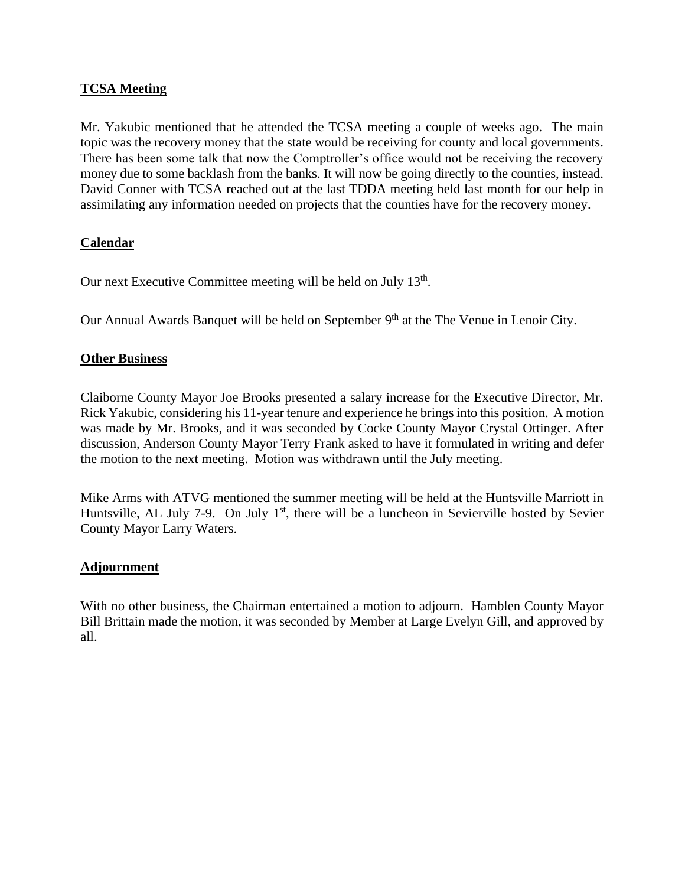## TCSA Meeting

Mr. Yakubic mentioned that he attended the TCSA meeting a couple of weeks ago. The main topic was the recovery money that the state would be receiving for county and local governments. There has been some talk that now the Comptroller's office would not be receiving the recovery money due to some backlash from the banks. It will now be going directly to the counties, instead. David Conner with TCSA reached out at the last TDDA meeting held last month for our help in assimilating any information needed on projects that the counties have for the recovery money.

## Calendar

Our next Executive Committee meeting will be held on July 13th.

Our Annual Awards Banquet will be held on September 9th at the The Venue in Lenoir City.

## Other Business

Claiborne County Mayor Joe Brooks presented a salary increase for the Executive Director, Mr. Rick Yakubic, considering his 11-year tenure and experience he brings into this position. A motion was made by Mr. Brooks, and it was seconded by Cocke County Mayor Crystal Ottinger. After discussion, Anderson County Mayor Terry Frank asked to have it formulated in writing and defer the motion to the next meeting. Motion was withdrawn until the July meeting.

Mike Arms with ATVG mentioned the summer meeting will be held at the Huntsville Marriott in Huntsville, AL July 7-9. On July 1st, there will be a luncheon in Sevierville hosted by Sevier County Mayor Larry Waters.

## Adjournment

With no other business, the Chairman entertained a motion to adjourn. Hamblen County Mayor Bill Brittain made the motion, it was seconded by Member at Large Evelyn Gill, and approved by all.